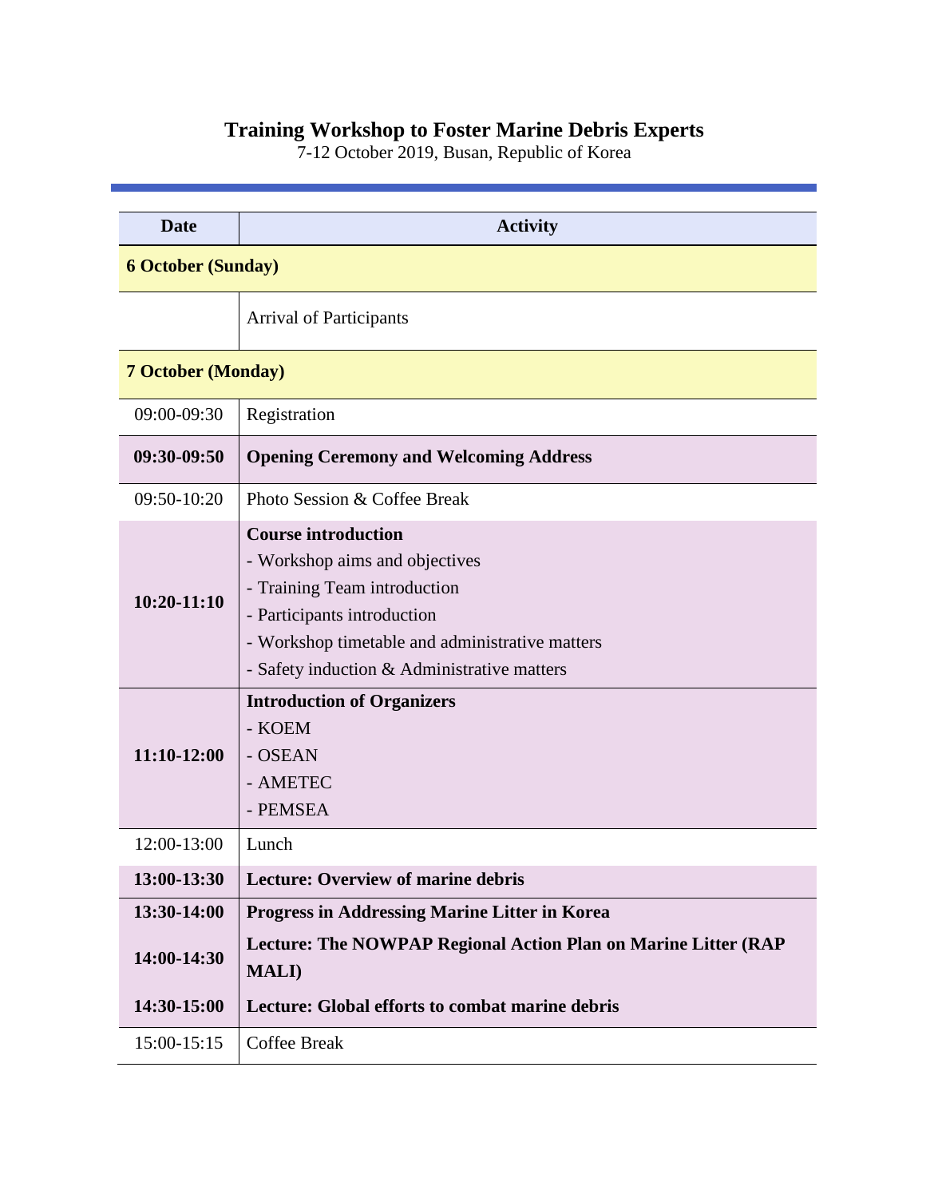# Training Workshop to Foster Marine Debris Experts

7-12 October 2019, Busan, Republic of Korea

| Date | Activity |
|---|---|
| **6 October (Sunday)** | |
| | Arrival of Participants |
| **7 October (Monday)** | |
| 09:00-09:30 | Registration |
| **09:30-09:50** | **Opening Ceremony and Welcoming Address** |
| 09:50-10:20 | Photo Session & Coffee Break |
| **10:20-11:10** | **Course introduction**<br>- Workshop aims and objectives<br>- Training Team introduction<br>- Participants introduction<br>- Workshop timetable and administrative matters<br>- Safety induction & Administrative matters |
| **11:10-12:00** | **Introduction of Organizers**<br>- KOEM<br>- OSEAN<br>- AMETEC<br>- PEMSEA |
| 12:00-13:00 | Lunch |
| **13:00-13:30** | **Lecture: Overview of marine debris** |
| **13:30-14:00** | **Progress in Addressing Marine Litter in Korea** |
| **14:00-14:30** | **Lecture: The NOWPAP Regional Action Plan on Marine Litter (RAP MALI)** |
| **14:30-15:00** | **Lecture: Global efforts to combat marine debris** |
| 15:00-15:15 | Coffee Break |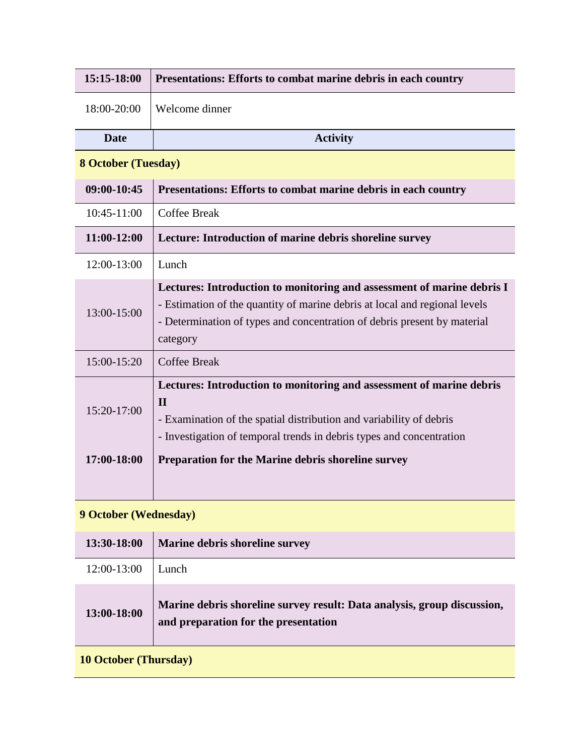| | |
|---|---|
| **15:15-18:00** | **Presentations: Efforts to combat marine debris in each country** |
| 18:00-20:00 | Welcome dinner |

| Date | Activity |
|---|---|
| **8 October (Tuesday)** | |
| **09:00-10:45** | **Presentations: Efforts to combat marine debris in each country** |
| 10:45-11:00 | Coffee Break |
| **11:00-12:00** | **Lecture: Introduction of marine debris shoreline survey** |
| 12:00-13:00 | Lunch |
| 13:00-15:00 | **Lectures: Introduction to monitoring and assessment of marine debris I**<br>- Estimation of the quantity of marine debris at local and regional levels<br>- Determination of types and concentration of debris present by material category |
| 15:00-15:20 | Coffee Break |
| 15:20-17:00 | **Lectures: Introduction to monitoring and assessment of marine debris II**<br>- Examination of the spatial distribution and variability of debris<br>- Investigation of temporal trends in debris types and concentration |
| **17:00-18:00** | **Preparation for the Marine debris shoreline survey** |
| **9 October (Wednesday)** | |
| **13:30-18:00** | **Marine debris shoreline survey** |
| 12:00-13:00 | Lunch |
| **13:00-18:00** | **Marine debris shoreline survey result: Data analysis, group discussion, and preparation for the presentation** |
| **10 October (Thursday)** | |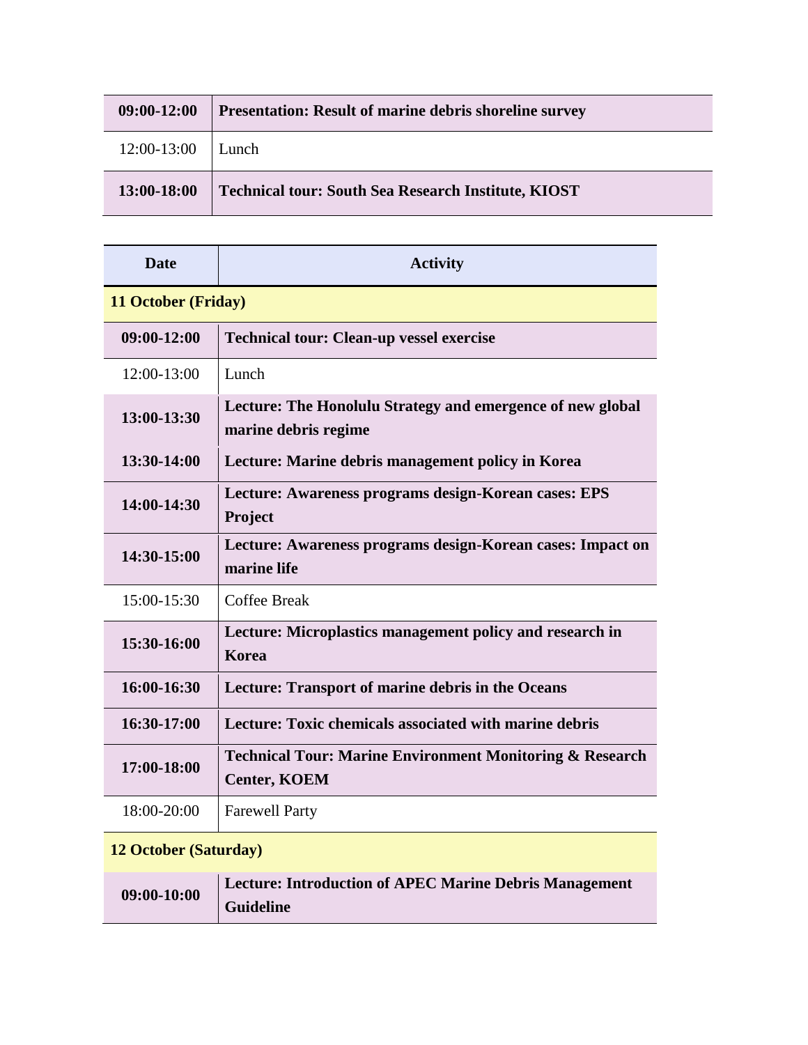| | |
|---|---|
| **09:00-12:00** | **Presentation: Result of marine debris shoreline survey** |
| 12:00-13:00 | Lunch |
| **13:00-18:00** | **Technical tour: South Sea Research Institute, KIOST** |

| Date | Activity |
|---|---|
| **11 October (Friday)** | |
| **09:00-12:00** | **Technical tour: Clean-up vessel exercise** |
| 12:00-13:00 | Lunch |
| **13:00-13:30** | **Lecture: The Honolulu Strategy and emergence of new global marine debris regime** |
| **13:30-14:00** | **Lecture: Marine debris management policy in Korea** |
| **14:00-14:30** | **Lecture: Awareness programs design-Korean cases: EPS Project** |
| **14:30-15:00** | **Lecture: Awareness programs design-Korean cases: Impact on marine life** |
| 15:00-15:30 | Coffee Break |
| **15:30-16:00** | **Lecture: Microplastics management policy and research in Korea** |
| **16:00-16:30** | **Lecture: Transport of marine debris in the Oceans** |
| **16:30-17:00** | **Lecture: Toxic chemicals associated with marine debris** |
| **17:00-18:00** | **Technical Tour: Marine Environment Monitoring & Research Center, KOEM** |
| 18:00-20:00 | Farewell Party |
| **12 October (Saturday)** | |
| **09:00-10:00** | **Lecture: Introduction of APEC Marine Debris Management Guideline** |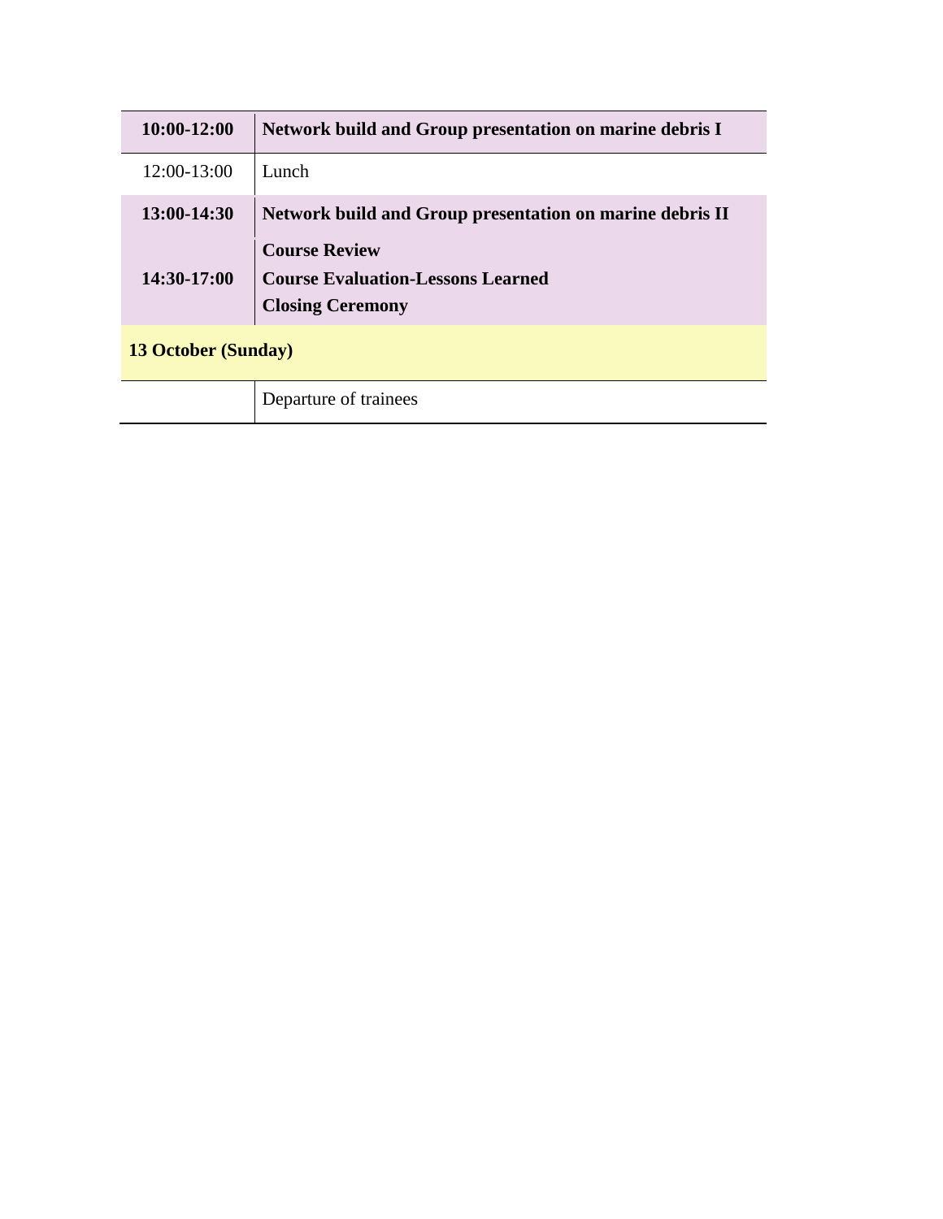| | |
|---|---|
| **10:00-12:00** | **Network build and Group presentation on marine debris I** |
| 12:00-13:00 | Lunch |
| **13:00-14:30** | **Network build and Group presentation on marine debris II** |
| **14:30-17:00** | **Course Review**<br>**Course Evaluation-Lessons Learned**<br>**Closing Ceremony** |
| **13 October (Sunday)** | |
| | Departure of trainees |